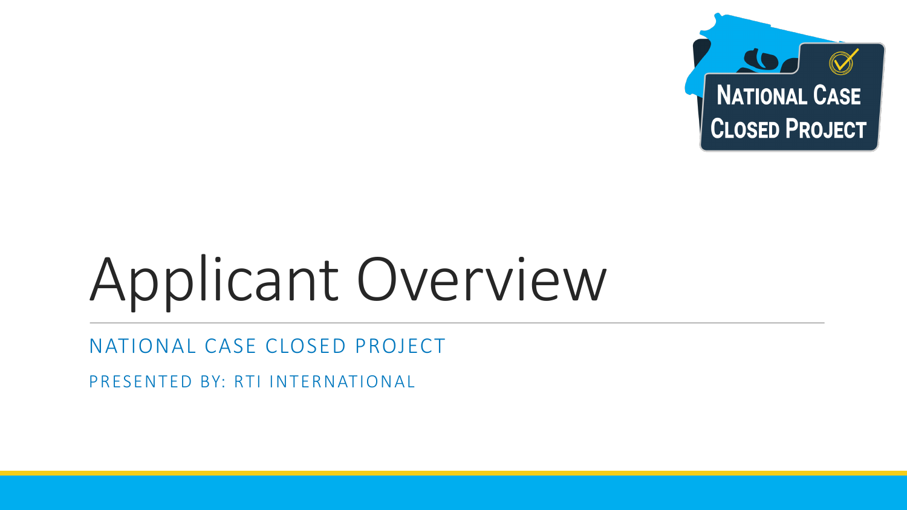# Applicant Overview

NATIONAL CASE CLOSED PROJECT

PRESENTED BY: RTI INTERNATIONAL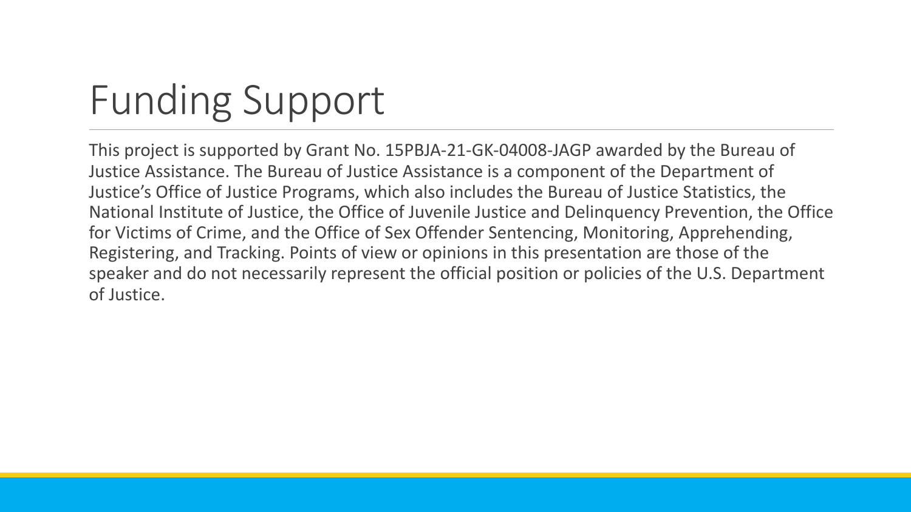# Funding Support

This project is supported by Grant No. 15PBJA-21-GK-04008-JAGP awarded by the Bureau of Justice Assistance. The Bureau of Justice Assistance is a component of the Department of Justice's Office of Justice Programs, which also includes the Bureau of Justice Statistics, the National Institute of Justice, the Office of Juvenile Justice and Delinquency Prevention, the Office for Victims of Crime, and the Office of Sex Offender Sentencing, Monitoring, Apprehending, Registering, and Tracking. Points of view or opinions in this presentation are those of the speaker and do not necessarily represent the official position or policies of the U.S. Department of Justice.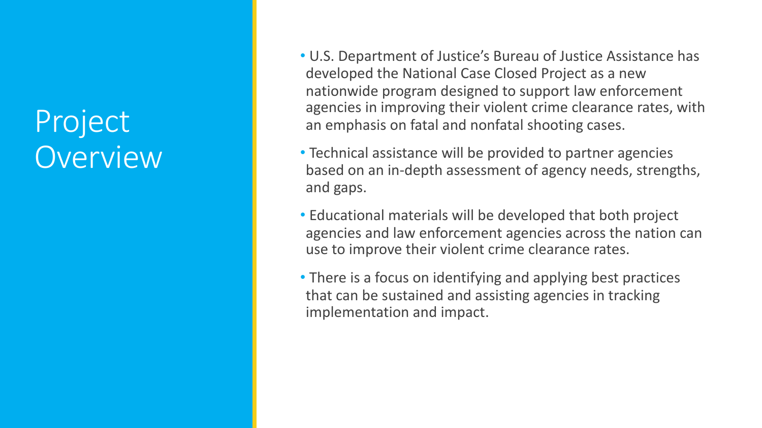# Project Overview

- U.S. Department of Justice's Bureau of Justice Assistance has developed the National Case Closed Project as a new nationwide program designed to support law enforcement agencies in improving their violent crime clearance rates, with an emphasis on fatal and nonfatal shooting cases.
- Technical assistance will be provided to partner agencies based on an in-depth assessment of agency needs, strengths, and gaps.
- Educational materials will be developed that both project agencies and law enforcement agencies across the nation can use to improve their violent crime clearance rates.
- There is a focus on identifying and applying best practices that can be sustained and assisting agencies in tracking implementation and impact.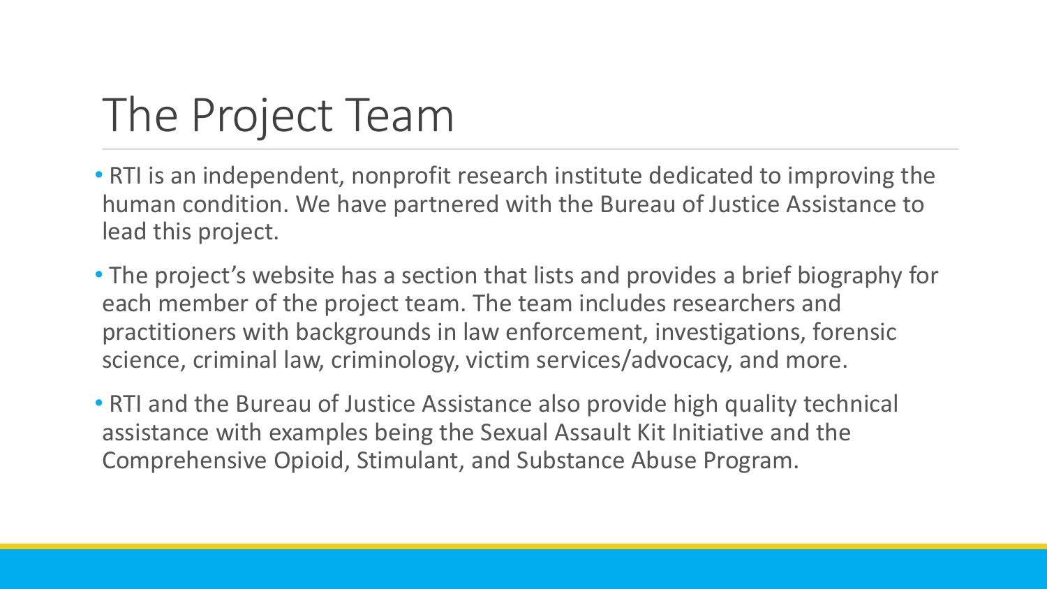# The Project Team

- RTI is an independent, nonprofit research institute dedicated to improving the human condition. We have partnered with the Bureau of Justice Assistance to lead this project.
- The project's website has a section that lists and provides a brief biography for each member of the project team. The team includes researchers and practitioners with backgrounds in law enforcement, investigations, forensic science, criminal law, criminology, victim services/advocacy, and more.
- RTI and the Bureau of Justice Assistance also provide high quality technical assistance with examples being the Sexual Assault Kit Initiative and the Comprehensive Opioid, Stimulant, and Substance Abuse Program.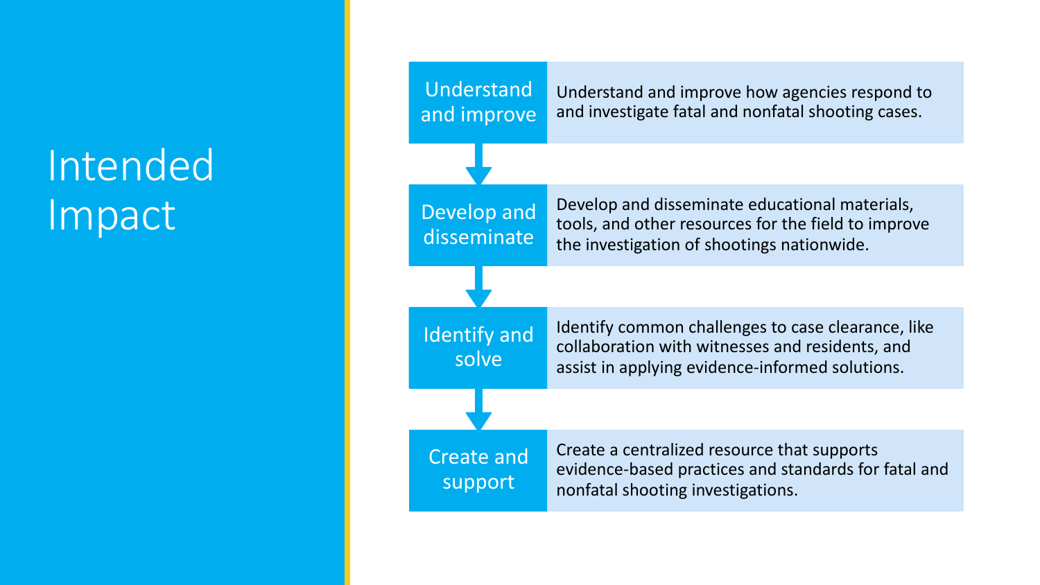# Intended Impact

| | |
|---|---|
| **Understand and improve** | Understand and improve how agencies respond to and investigate fatal and nonfatal shooting cases. |
| **Develop and disseminate** | Develop and disseminate educational materials, tools, and other resources for the field to improve the investigation of shootings nationwide. |
| **Identify and solve** | Identify common challenges to case clearance, like collaboration with witnesses and residents, and assist in applying evidence-informed solutions. |
| **Create and support** | Create a centralized resource that supports evidence-based practices and standards for fatal and nonfatal shooting investigations. |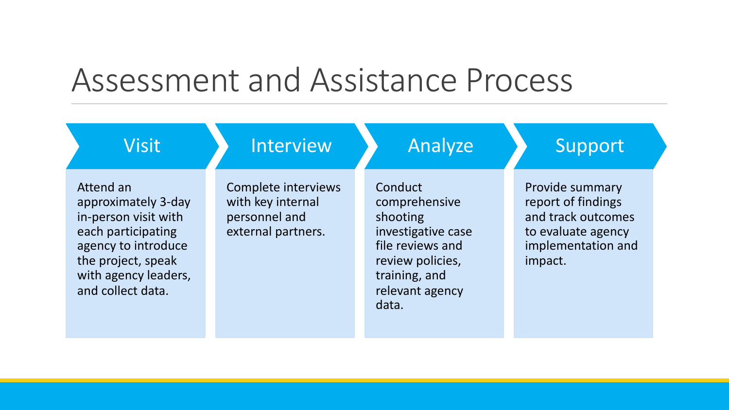# Assessment and Assistance Process

## Visit

Attend an approximately 3-day in-person visit with each participating agency to introduce the project, speak with agency leaders, and collect data.

## Interview

Complete interviews with key internal personnel and external partners.

## Analyze

Conduct comprehensive shooting investigative case file reviews and review policies, training, and relevant agency data.

## Support

Provide summary report of findings and track outcomes to evaluate agency implementation and impact.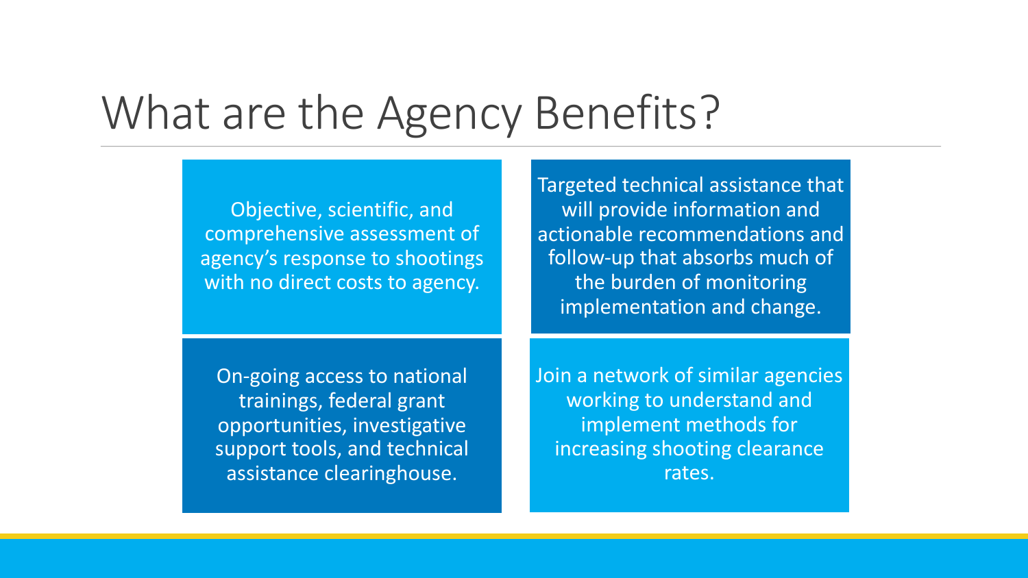# What are the Agency Benefits?

- Objective, scientific, and comprehensive assessment of agency's response to shootings with no direct costs to agency.
- Targeted technical assistance that will provide information and actionable recommendations and follow-up that absorbs much of the burden of monitoring implementation and change.
- On-going access to national trainings, federal grant opportunities, investigative support tools, and technical assistance clearinghouse.
- Join a network of similar agencies working to understand and implement methods for increasing shooting clearance rates.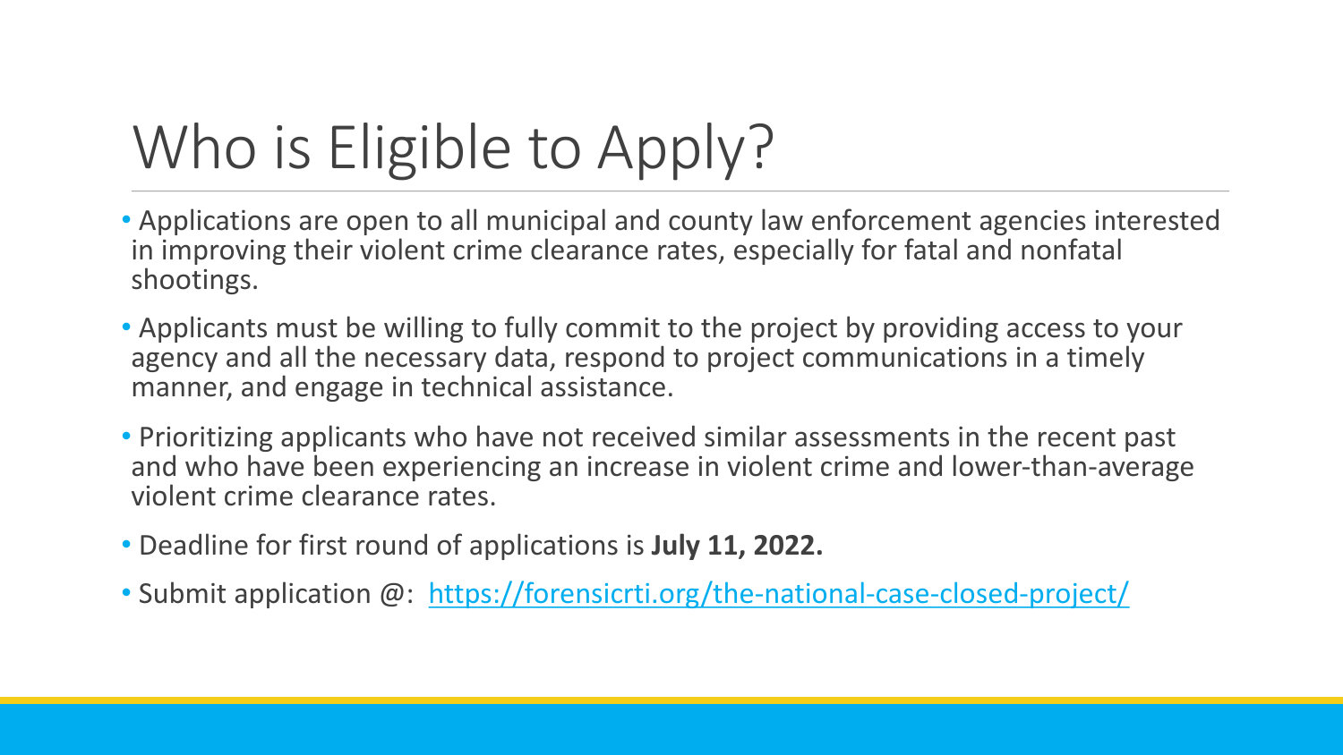# Who is Eligible to Apply?

- Applications are open to all municipal and county law enforcement agencies interested in improving their violent crime clearance rates, especially for fatal and nonfatal shootings.
- Applicants must be willing to fully commit to the project by providing access to your agency and all the necessary data, respond to project communications in a timely manner, and engage in technical assistance.
- Prioritizing applicants who have not received similar assessments in the recent past and who have been experiencing an increase in violent crime and lower-than-average violent crime clearance rates.
- Deadline for first round of applications is **July 11, 2022.**
- Submit application @: [https://forensicrti.org/the-national-case-closed-project/](https://forensicrti.org/the-national-case-closed-project/)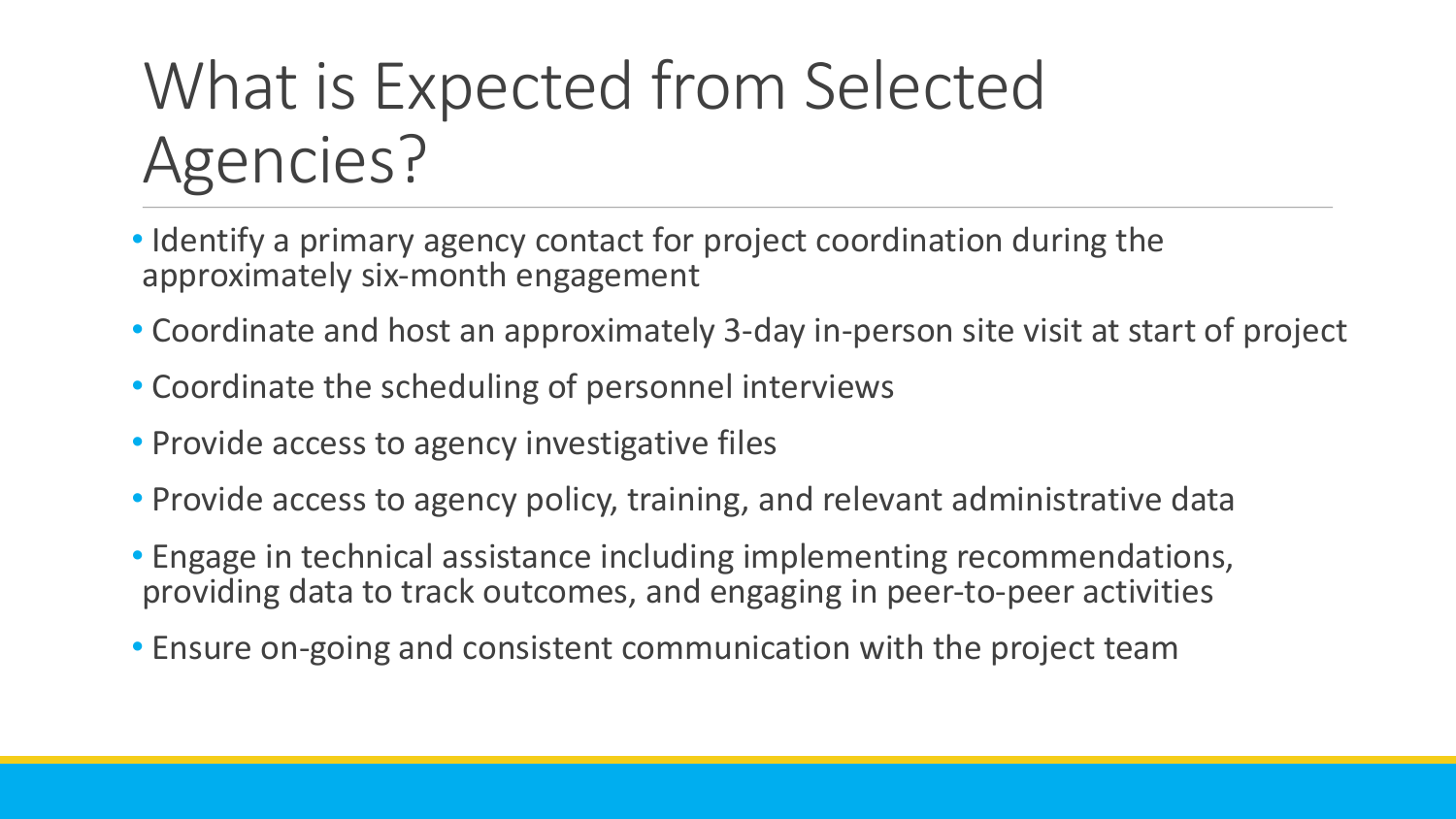# What is Expected from Selected Agencies?

- Identify a primary agency contact for project coordination during the approximately six-month engagement
- Coordinate and host an approximately 3-day in-person site visit at start of project
- Coordinate the scheduling of personnel interviews
- Provide access to agency investigative files
- Provide access to agency policy, training, and relevant administrative data
- Engage in technical assistance including implementing recommendations, providing data to track outcomes, and engaging in peer-to-peer activities
- Ensure on-going and consistent communication with the project team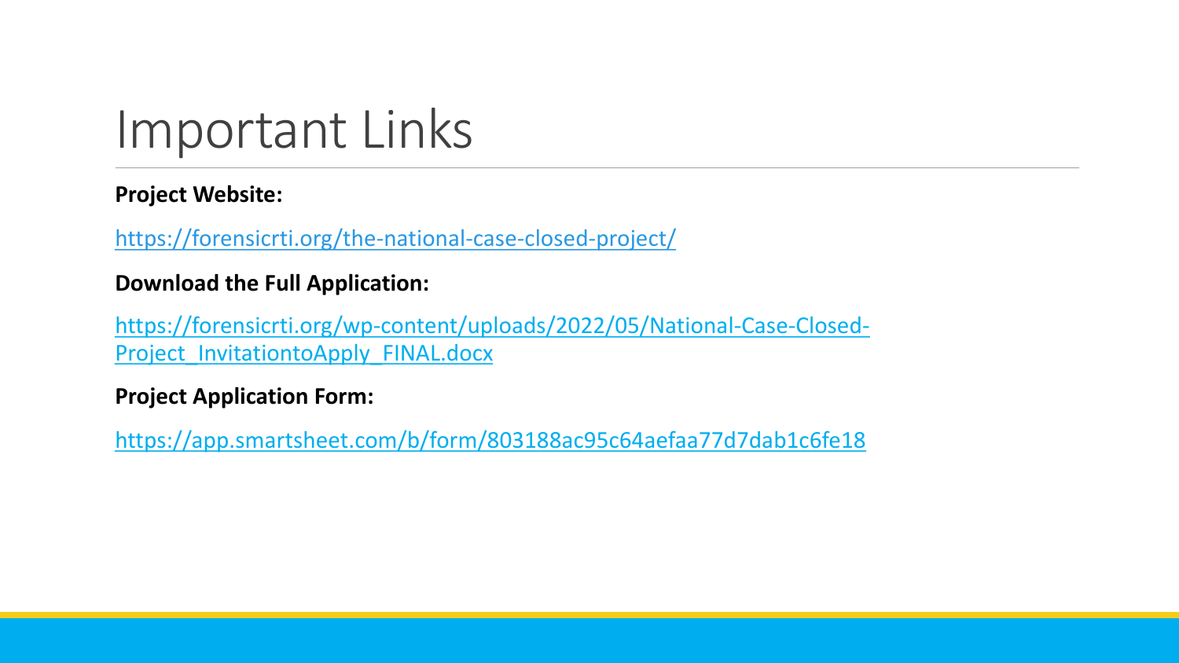# Important Links

**Project Website:**

https://forensicrti.org/the-national-case-closed-project/

**Download the Full Application:**

https://forensicrti.org/wp-content/uploads/2022/05/National-Case-Closed-Project_InvitationtoApply_FINAL.docx

**Project Application Form:**

https://app.smartsheet.com/b/form/803188ac95c64aefaa77d7dab1c6fe18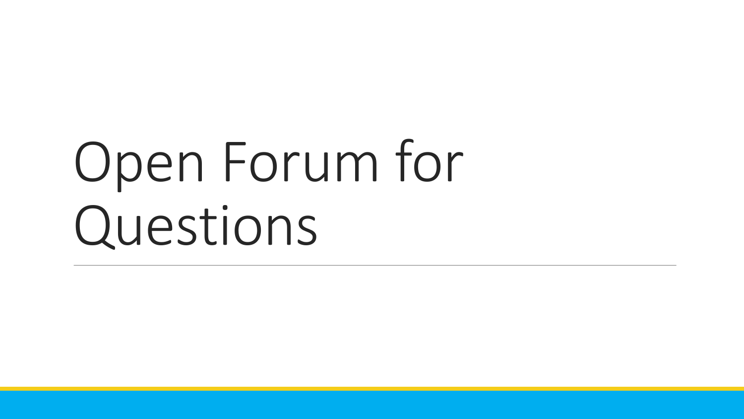# Open Forum for Questions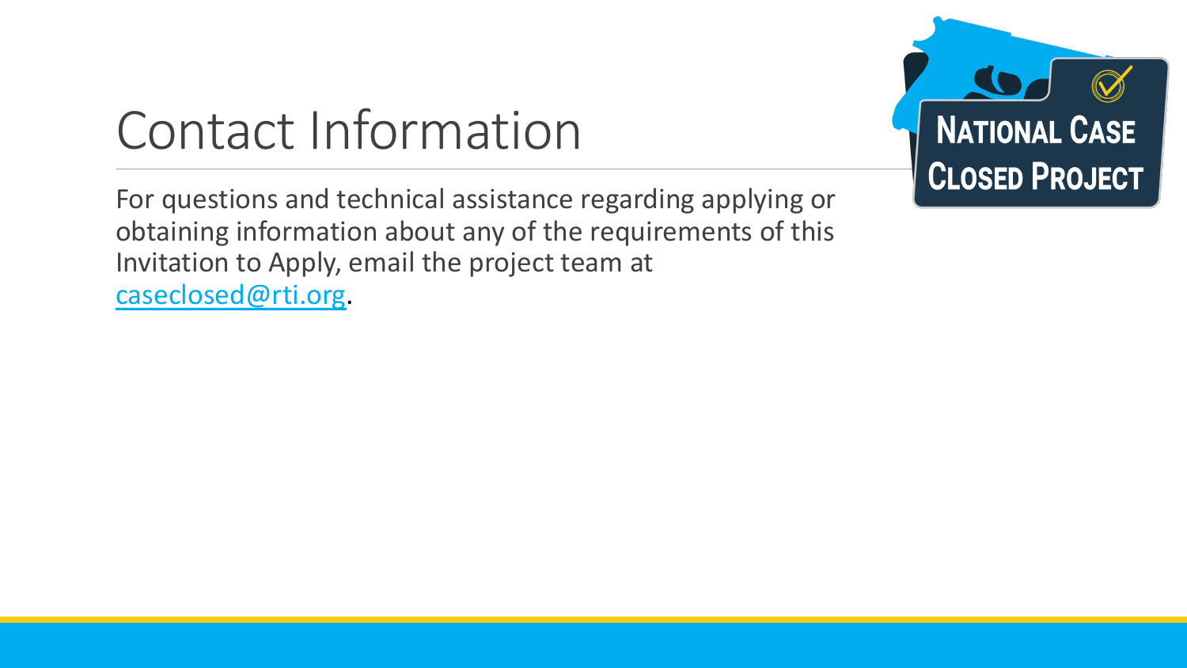# Contact Information

For questions and technical assistance regarding applying or obtaining information about any of the requirements of this Invitation to Apply, email the project team at caseclosed@rti.org.